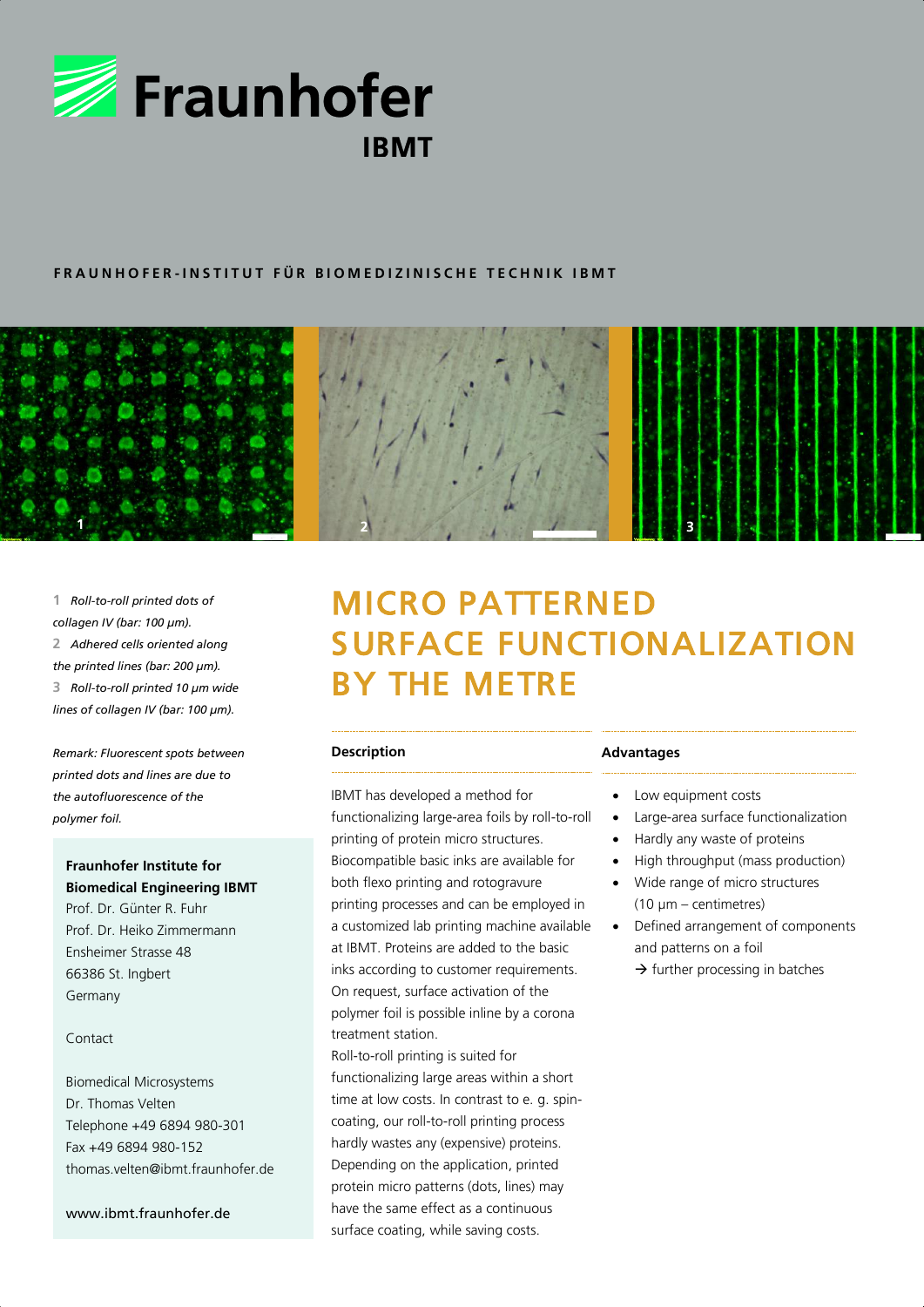# Fraunhofer IBMT

**FRAUNHOFER-INSTITUT FÜR BIOMEDIZINISCHE TECHNIK IBMT**

**1** *Roll-to-roll printed dots of collagen IV (bar: 100 µm).*
**2** *Adhered cells oriented along the printed lines (bar: 200 µm).*
**3** *Roll-to-roll printed 10 µm wide lines of collagen IV (bar: 100 µm).*

*Remark: Fluorescent spots between printed dots and lines are due to the autofluorescence of the polymer foil.*

**Fraunhofer Institute for Biomedical Engineering IBMT**
Prof. Dr. Günter R. Fuhr
Prof. Dr. Heiko Zimmermann
Ensheimer Strasse 48
66386 St. Ingbert
Germany

Contact

Biomedical Microsystems
Dr. Thomas Velten
Telephone +49 6894 980-301
Fax +49 6894 980-152
thomas.velten@ibmt.fraunhofer.de

www.ibmt.fraunhofer.de

# MICRO PATTERNED SURFACE FUNCTIONALIZATION BY THE METRE

## Description

IBMT has developed a method for functionalizing large-area foils by roll-to-roll printing of protein micro structures. Biocompatible basic inks are available for both flexo printing and rotogravure printing processes and can be employed in a customized lab printing machine available at IBMT. Proteins are added to the basic inks according to customer requirements. On request, surface activation of the polymer foil is possible inline by a corona treatment station.
Roll-to-roll printing is suited for functionalizing large areas within a short time at low costs. In contrast to e. g. spin-coating, our roll-to-roll printing process hardly wastes any (expensive) proteins. Depending on the application, printed protein micro patterns (dots, lines) may have the same effect as a continuous surface coating, while saving costs.

## Advantages

- Low equipment costs
- Large-area surface functionalization
- Hardly any waste of proteins
- High throughput (mass production)
- Wide range of micro structures (10 µm – centimetres)
- Defined arrangement of components and patterns on a foil
  → further processing in batches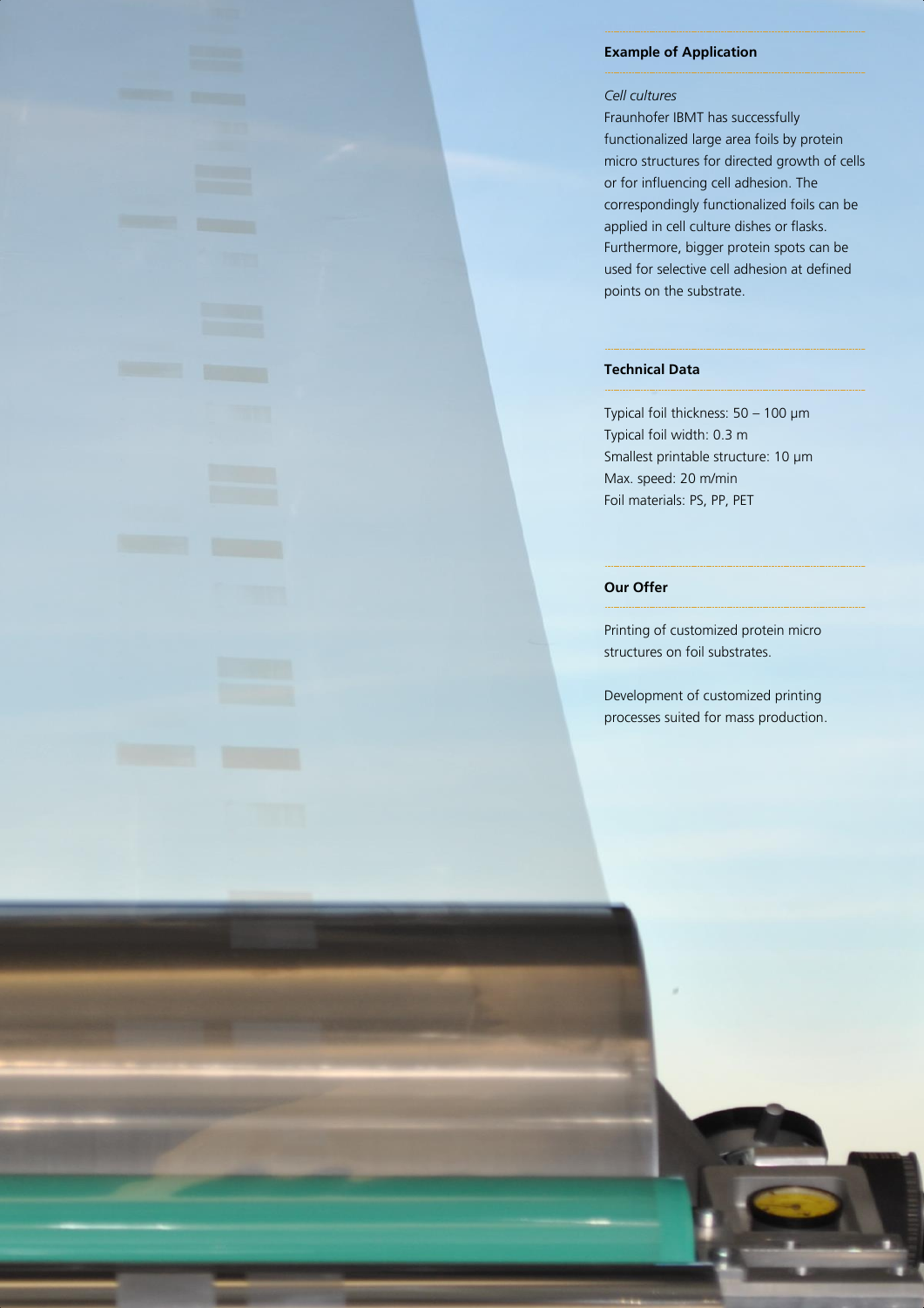## Example of Application

*Cell cultures*

Fraunhofer IBMT has successfully functionalized large area foils by protein micro structures for directed growth of cells or for influencing cell adhesion. The correspondingly functionalized foils can be applied in cell culture dishes or flasks. Furthermore, bigger protein spots can be used for selective cell adhesion at defined points on the substrate.

## Technical Data

Typical foil thickness: 50 – 100 µm
Typical foil width: 0.3 m
Smallest printable structure: 10 µm
Max. speed: 20 m/min
Foil materials: PS, PP, PET

## Our Offer

Printing of customized protein micro structures on foil substrates.

Development of customized printing processes suited for mass production.